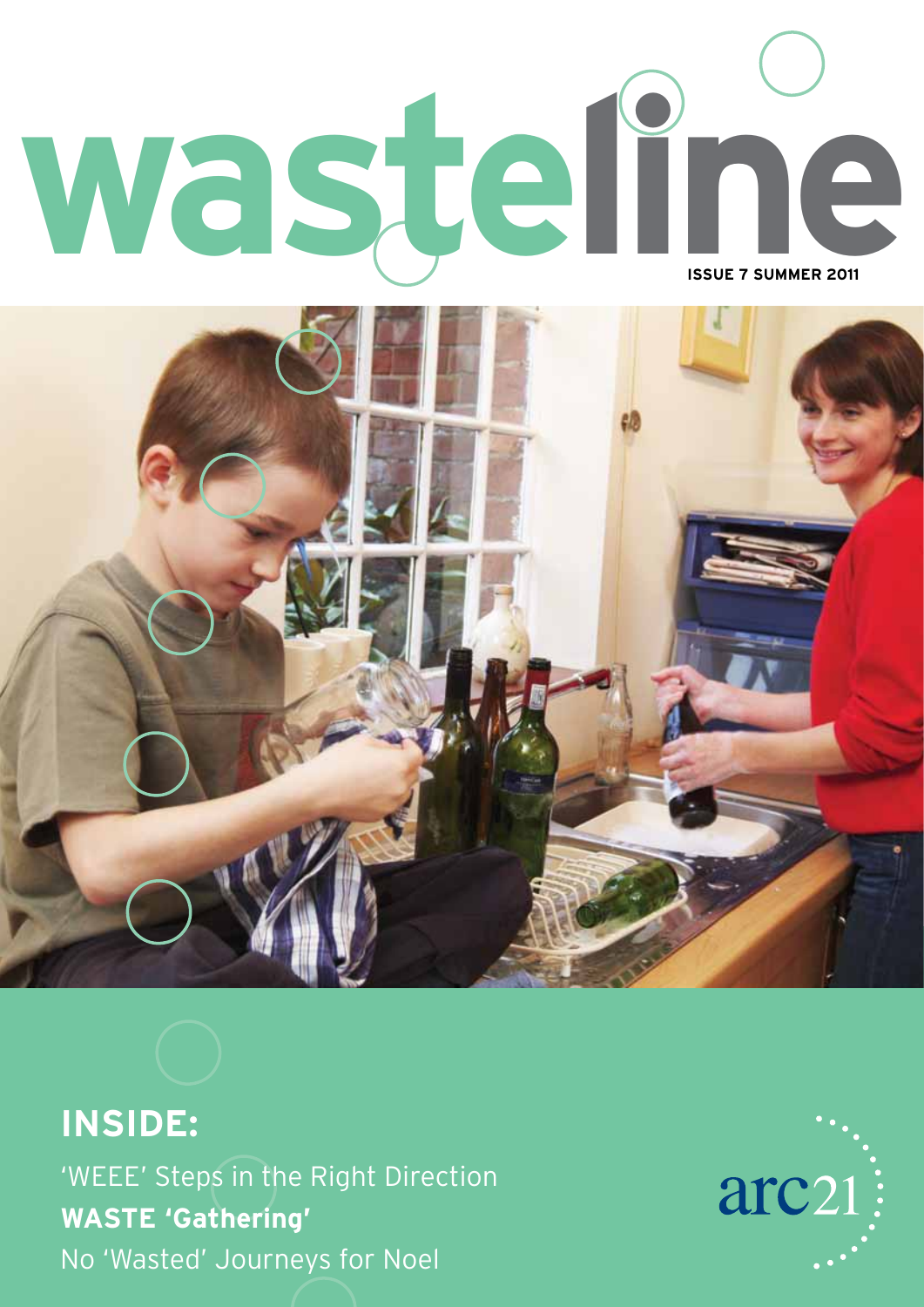# wasteline

**ISSUE 7 SUMMER 2011**

## INSIDE:

'WEEE' Steps in the Right Direction

**WASTE 'Gathering'**

No 'Wasted' Journeys for Noel

arc21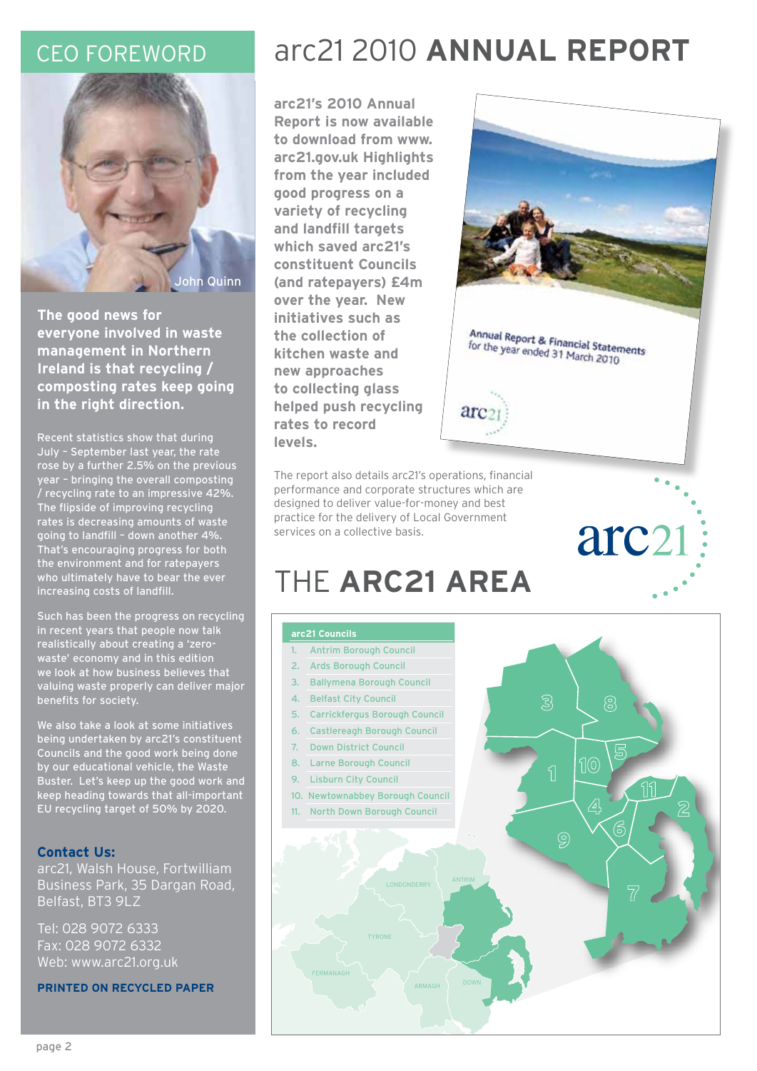## CEO FOREWORD

John Quinn

**The good news for everyone involved in waste management in Northern Ireland is that recycling / composting rates keep going in the right direction.**

Recent statistics show that during July – September last year, the rate rose by a further 2.5% on the previous year – bringing the overall composting / recycling rate to an impressive 42%. The flipside of improving recycling rates is decreasing amounts of waste going to landfill – down another 4%. That's encouraging progress for both the environment and for ratepayers who ultimately have to bear the ever increasing costs of landfill.

Such has been the progress on recycling in recent years that people now talk realistically about creating a 'zero-waste' economy and in this edition we look at how business believes that valuing waste properly can deliver major benefits for society.

We also take a look at some initiatives being undertaken by arc21's constituent Councils and the good work being done by our educational vehicle, the Waste Buster. Let's keep up the good work and keep heading towards that all-important EU recycling target of 50% by 2020.

**Contact Us:**
arc21, Walsh House, Fortwilliam Business Park, 35 Dargan Road, Belfast, BT3 9LZ

Tel: 028 9072 6333
Fax: 028 9072 6332
Web: www.arc21.org.uk

**PRINTED ON RECYCLED PAPER**

# arc21 2010 **ANNUAL REPORT**

**arc21's 2010 Annual Report is now available to download from www.arc21.gov.uk Highlights from the year included good progress on a variety of recycling and landfill targets which saved arc21's constituent Councils (and ratepayers) £4m over the year. New initiatives such as the collection of kitchen waste and new approaches to collecting glass helped push recycling rates to record levels.**

Annual Report & Financial Statements for the year ended 31 March 2010

arc21

The report also details arc21's operations, financial performance and corporate structures which are designed to deliver value-for-money and best practice for the delivery of Local Government services on a collective basis.

arc21

# THE **ARC21 AREA**

**arc21 Councils**

1. Antrim Borough Council
2. Ards Borough Council
3. Ballymena Borough Council
4. Belfast City Council
5. Carrickfergus Borough Council
6. Castlereagh Borough Council
7. Down District Council
8. Larne Borough Council
9. Lisburn City Council
10. Newtownabbey Borough Council
11. North Down Borough Council

LONDONDERRY, ANTRIM, TYRONE, FERMANAGH, ARMAGH, DOWN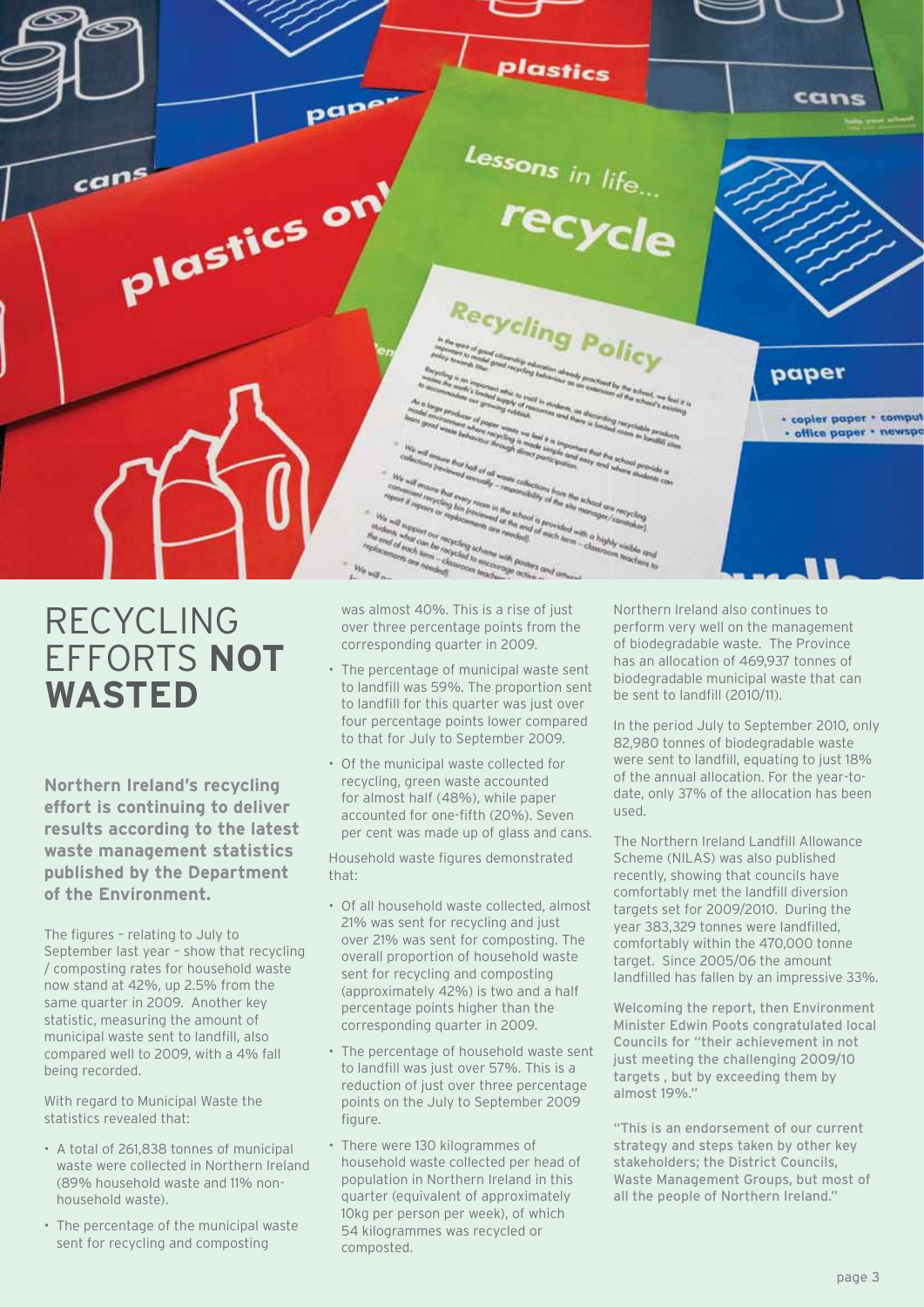# RECYCLING EFFORTS **NOT WASTED**

**Northern Ireland's recycling effort is continuing to deliver results according to the latest waste management statistics published by the Department of the Environment.**

The figures – relating to July to September last year – show that recycling / composting rates for household waste now stand at 42%, up 2.5% from the same quarter in 2009. Another key statistic, measuring the amount of municipal waste sent to landfill, also compared well to 2009, with a 4% fall being recorded.

With regard to Municipal Waste the statistics revealed that:

- A total of 261,838 tonnes of municipal waste were collected in Northern Ireland (89% household waste and 11% non-household waste).
- The percentage of the municipal waste sent for recycling and composting was almost 40%. This is a rise of just over three percentage points from the corresponding quarter in 2009.
- The percentage of municipal waste sent to landfill was 59%. The proportion sent to landfill for this quarter was just over four percentage points lower compared to that for July to September 2009.
- Of the municipal waste collected for recycling, green waste accounted for almost half (48%), while paper accounted for one-fifth (20%). Seven per cent was made up of glass and cans.

Household waste figures demonstrated that:

- Of all household waste collected, almost 21% was sent for recycling and just over 21% was sent for composting. The overall proportion of household waste sent for recycling and composting (approximately 42%) is two and a half percentage points higher than the corresponding quarter in 2009.
- The percentage of household waste sent to landfill was just over 57%. This is a reduction of just over three percentage points on the July to September 2009 figure.
- There were 130 kilogrammes of household waste collected per head of population in Northern Ireland in this quarter (equivalent of approximately 10kg per person per week), of which 54 kilogrammes was recycled or composted.

Northern Ireland also continues to perform very well on the management of biodegradable waste. The Province has an allocation of 469,937 tonnes of biodegradable municipal waste that can be sent to landfill (2010/11).

In the period July to September 2010, only 82,980 tonnes of biodegradable waste were sent to landfill, equating to just 18% of the annual allocation. For the year-to-date, only 37% of the allocation has been used.

The Northern Ireland Landfill Allowance Scheme (NILAS) was also published recently, showing that councils have comfortably met the landfill diversion targets set for 2009/2010. During the year 383,329 tonnes were landfilled, comfortably within the 470,000 tonne target. Since 2005/06 the amount landfilled has fallen by an impressive 33%.

Welcoming the report, then Environment Minister Edwin Poots congratulated local Councils for "their achievement in not just meeting the challenging 2009/10 targets , but by exceeding them by almost 19%."

"This is an endorsement of our current strategy and steps taken by other key stakeholders; the District Councils, Waste Management Groups, but most of all the people of Northern Ireland."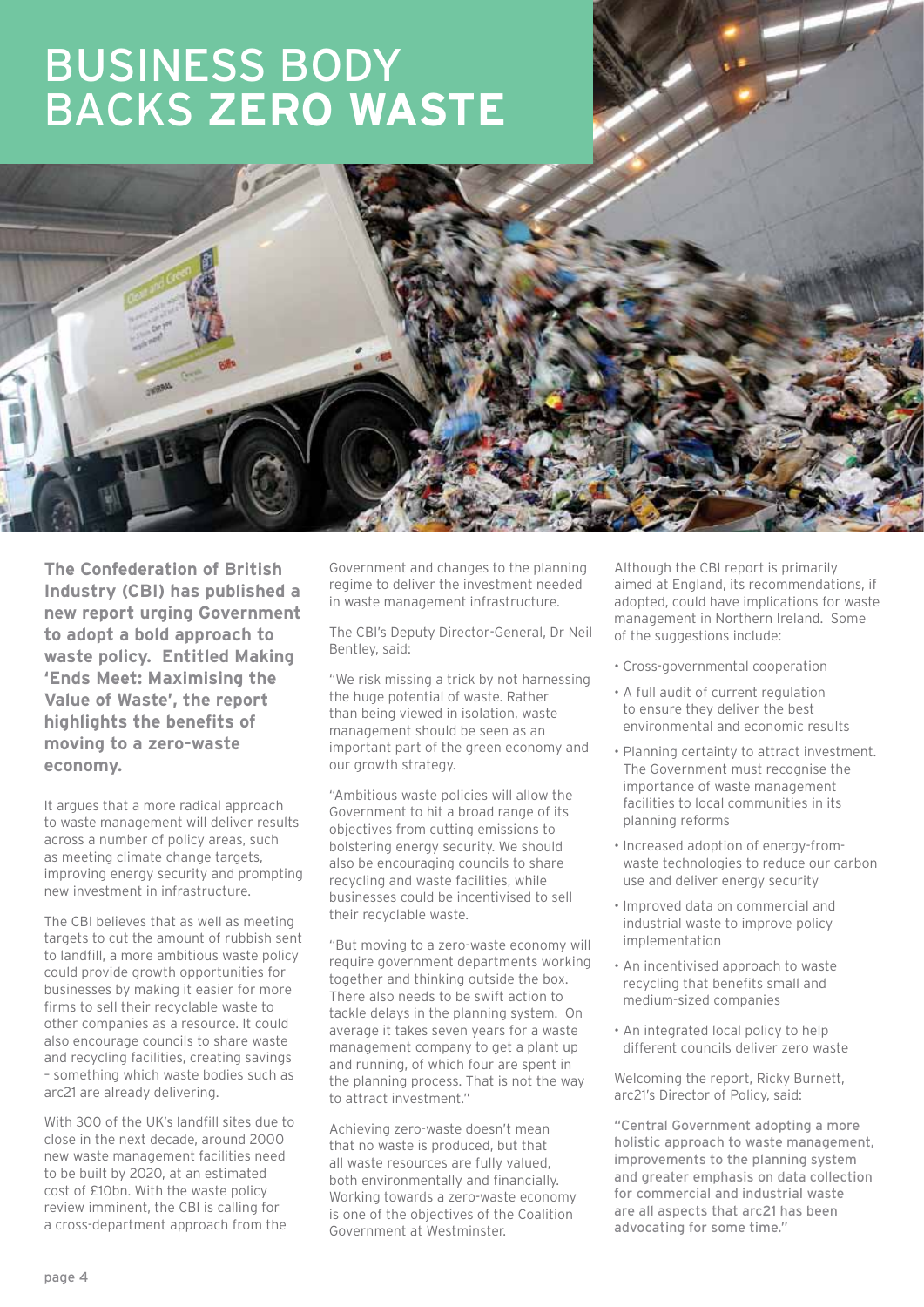# BUSINESS BODY BACKS **ZERO WASTE**

**The Confederation of British Industry (CBI) has published a new report urging Government to adopt a bold approach to waste policy. Entitled Making 'Ends Meet: Maximising the Value of Waste', the report highlights the benefits of moving to a zero-waste economy.**

It argues that a more radical approach to waste management will deliver results across a number of policy areas, such as meeting climate change targets, improving energy security and prompting new investment in infrastructure.

The CBI believes that as well as meeting targets to cut the amount of rubbish sent to landfill, a more ambitious waste policy could provide growth opportunities for businesses by making it easier for more firms to sell their recyclable waste to other companies as a resource. It could also encourage councils to share waste and recycling facilities, creating savings – something which waste bodies such as arc21 are already delivering.

With 300 of the UK's landfill sites due to close in the next decade, around 2000 new waste management facilities need to be built by 2020, at an estimated cost of £10bn. With the waste policy review imminent, the CBI is calling for a cross-department approach from the Government and changes to the planning regime to deliver the investment needed in waste management infrastructure.

The CBI's Deputy Director-General, Dr Neil Bentley, said:

"We risk missing a trick by not harnessing the huge potential of waste. Rather than being viewed in isolation, waste management should be seen as an important part of the green economy and our growth strategy.

"Ambitious waste policies will allow the Government to hit a broad range of its objectives from cutting emissions to bolstering energy security. We should also be encouraging councils to share recycling and waste facilities, while businesses could be incentivised to sell their recyclable waste.

"But moving to a zero-waste economy will require government departments working together and thinking outside the box. There also needs to be swift action to tackle delays in the planning system. On average it takes seven years for a waste management company to get a plant up and running, of which four are spent in the planning process. That is not the way to attract investment."

Achieving zero-waste doesn't mean that no waste is produced, but that all waste resources are fully valued, both environmentally and financially. Working towards a zero-waste economy is one of the objectives of the Coalition Government at Westminster.

Although the CBI report is primarily aimed at England, its recommendations, if adopted, could have implications for waste management in Northern Ireland. Some of the suggestions include:

- Cross-governmental cooperation
- A full audit of current regulation to ensure they deliver the best environmental and economic results
- Planning certainty to attract investment. The Government must recognise the importance of waste management facilities to local communities in its planning reforms
- Increased adoption of energy-from-waste technologies to reduce our carbon use and deliver energy security
- Improved data on commercial and industrial waste to improve policy implementation
- An incentivised approach to waste recycling that benefits small and medium-sized companies
- An integrated local policy to help different councils deliver zero waste

Welcoming the report, Ricky Burnett, arc21's Director of Policy, said:

"Central Government adopting a more holistic approach to waste management, improvements to the planning system and greater emphasis on data collection for commercial and industrial waste are all aspects that arc21 has been advocating for some time."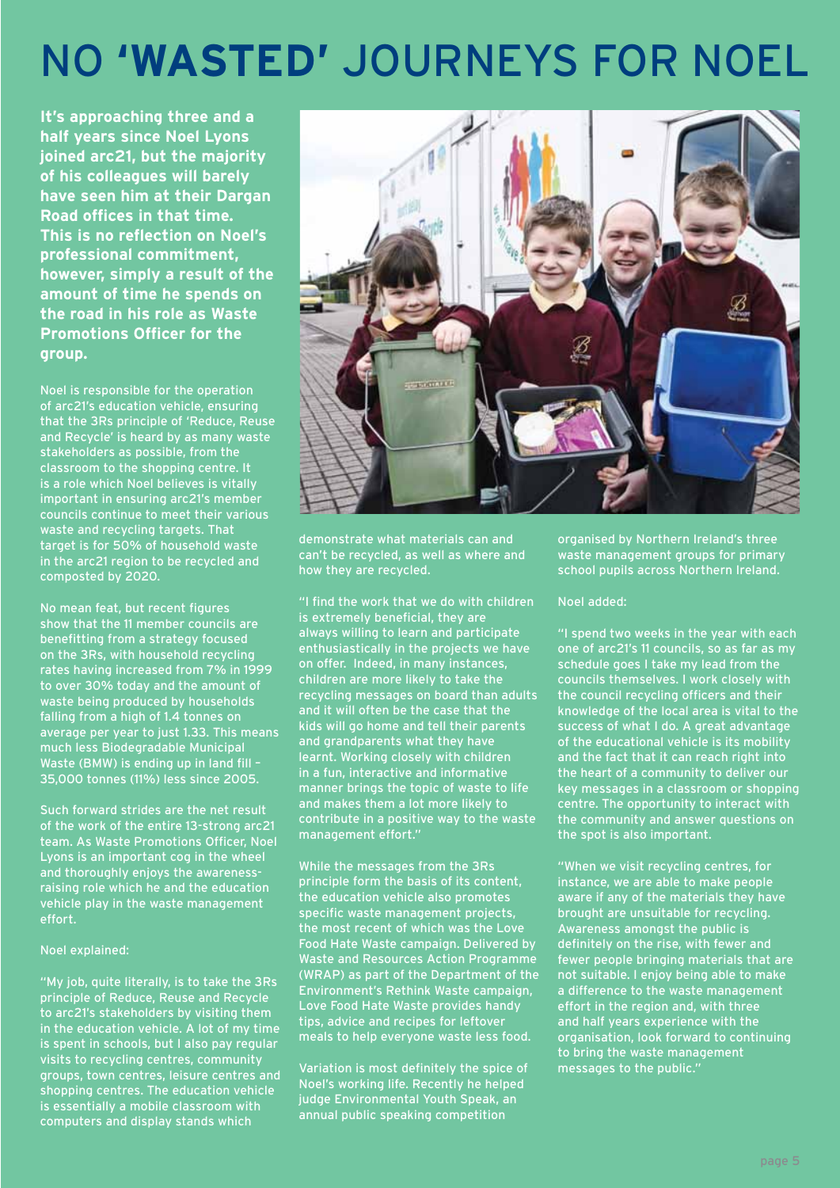# NO 'WASTED' JOURNEYS FOR NOEL

**It's approaching three and a half years since Noel Lyons joined arc21, but the majority of his colleagues will barely have seen him at their Dargan Road offices in that time. This is no reflection on Noel's professional commitment, however, simply a result of the amount of time he spends on the road in his role as Waste Promotions Officer for the group.**

Noel is responsible for the operation of arc21's education vehicle, ensuring that the 3Rs principle of 'Reduce, Reuse and Recycle' is heard by as many waste stakeholders as possible, from the classroom to the shopping centre. It is a role which Noel believes is vitally important in ensuring arc21's member councils continue to meet their various waste and recycling targets. That target is for 50% of household waste in the arc21 region to be recycled and composted by 2020.

No mean feat, but recent figures show that the 11 member councils are benefitting from a strategy focused on the 3Rs, with household recycling rates having increased from 7% in 1999 to over 30% today and the amount of waste being produced by households falling from a high of 1.4 tonnes on average per year to just 1.33. This means much less Biodegradable Municipal Waste (BMW) is ending up in land fill – 35,000 tonnes (11%) less since 2005.

Such forward strides are the net result of the work of the entire 13-strong arc21 team. As Waste Promotions Officer, Noel Lyons is an important cog in the wheel and thoroughly enjoys the awareness-raising role which he and the education vehicle play in the waste management effort.

Noel explained:

"My job, quite literally, is to take the 3Rs principle of Reduce, Reuse and Recycle to arc21's stakeholders by visiting them in the education vehicle. A lot of my time is spent in schools, but I also pay regular visits to recycling centres, community groups, town centres, leisure centres and shopping centres. The education vehicle is essentially a mobile classroom with computers and display stands which demonstrate what materials can and can't be recycled, as well as where and how they are recycled.

"I find the work that we do with children is extremely beneficial, they are always willing to learn and participate enthusiastically in the projects we have on offer. Indeed, in many instances, children are more likely to take the recycling messages on board than adults and it will often be the case that the kids will go home and tell their parents and grandparents what they have learnt. Working closely with children in a fun, interactive and informative manner brings the topic of waste to life and makes them a lot more likely to contribute in a positive way to the waste management effort."

While the messages from the 3Rs principle form the basis of its content, the education vehicle also promotes specific waste management projects, the most recent of which was the Love Food Hate Waste campaign. Delivered by Waste and Resources Action Programme (WRAP) as part of the Department of the Environment's Rethink Waste campaign, Love Food Hate Waste provides handy tips, advice and recipes for leftover meals to help everyone waste less food.

Variation is most definitely the spice of Noel's working life. Recently he helped judge Environmental Youth Speak, an annual public speaking competition organised by Northern Ireland's three waste management groups for primary school pupils across Northern Ireland.

Noel added:

"I spend two weeks in the year with each one of arc21's 11 councils, so as far as my schedule goes I take my lead from the councils themselves. I work closely with the council recycling officers and their knowledge of the local area is vital to the success of what I do. A great advantage of the educational vehicle is its mobility and the fact that it can reach right into the heart of a community to deliver our key messages in a classroom or shopping centre. The opportunity to interact with the community and answer questions on the spot is also important.

"When we visit recycling centres, for instance, we are able to make people aware if any of the materials they have brought are unsuitable for recycling. Awareness amongst the public is definitely on the rise, with fewer and fewer people bringing materials that are not suitable. I enjoy being able to make a difference to the waste management effort in the region and, with three and half years experience with the organisation, look forward to continuing to bring the waste management messages to the public."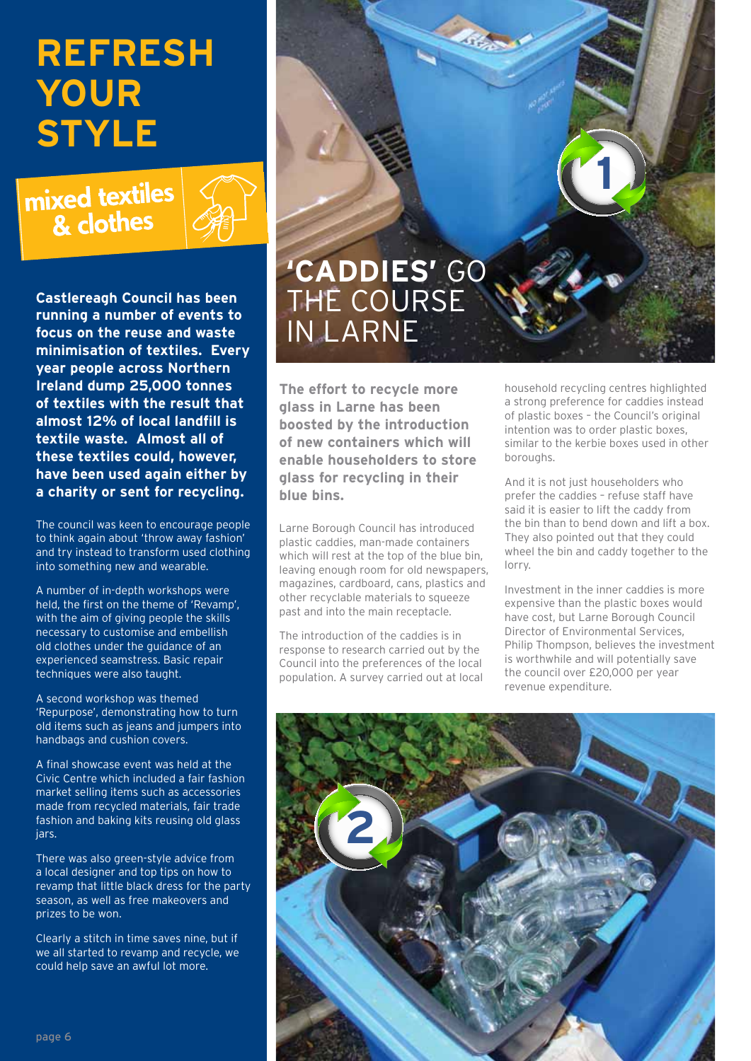# REFRESH YOUR STYLE

## mixed textiles & clothes

**Castlereagh Council has been running a number of events to focus on the reuse and waste minimisation of textiles. Every year people across Northern Ireland dump 25,000 tonnes of textiles with the result that almost 12% of local landfill is textile waste. Almost all of these textiles could, however, have been used again either by a charity or sent for recycling.**

The council was keen to encourage people to think again about 'throw away fashion' and try instead to transform used clothing into something new and wearable.

A number of in-depth workshops were held, the first on the theme of 'Revamp', with the aim of giving people the skills necessary to customise and embellish old clothes under the guidance of an experienced seamstress. Basic repair techniques were also taught.

A second workshop was themed 'Repurpose', demonstrating how to turn old items such as jeans and jumpers into handbags and cushion covers.

A final showcase event was held at the Civic Centre which included a fair fashion market selling items such as accessories made from recycled materials, fair trade fashion and baking kits reusing old glass jars.

There was also green-style advice from a local designer and top tips on how to revamp that little black dress for the party season, as well as free makeovers and prizes to be won.

Clearly a stitch in time saves nine, but if we all started to revamp and recycle, we could help save an awful lot more.

# 'CADDIES' GO THE COURSE IN LARNE

**The effort to recycle more glass in Larne has been boosted by the introduction of new containers which will enable householders to store glass for recycling in their blue bins.**

Larne Borough Council has introduced plastic caddies, man-made containers which will rest at the top of the blue bin, leaving enough room for old newspapers, magazines, cardboard, cans, plastics and other recyclable materials to squeeze past and into the main receptacle.

The introduction of the caddies is in response to research carried out by the Council into the preferences of the local population. A survey carried out at local household recycling centres highlighted a strong preference for caddies instead of plastic boxes – the Council's original intention was to order plastic boxes, similar to the kerbie boxes used in other boroughs.

And it is not just householders who prefer the caddies – refuse staff have said it is easier to lift the caddy from the bin than to bend down and lift a box. They also pointed out that they could wheel the bin and caddy together to the lorry.

Investment in the inner caddies is more expensive than the plastic boxes would have cost, but Larne Borough Council Director of Environmental Services, Philip Thompson, believes the investment is worthwhile and will potentially save the council over £20,000 per year revenue expenditure.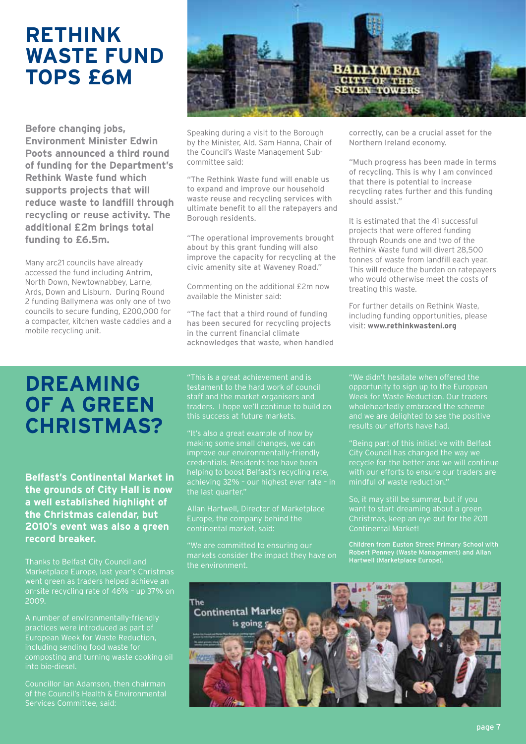# RETHINK WASTE FUND TOPS £6M

**Before changing jobs, Environment Minister Edwin Poots announced a third round of funding for the Department's Rethink Waste fund which supports projects that will reduce waste to landfill through recycling or reuse activity. The additional £2m brings total funding to £6.5m.**

Many arc21 councils have already accessed the fund including Antrim, North Down, Newtownabbey, Larne, Ards, Down and Lisburn. During Round 2 funding Ballymena was only one of two councils to secure funding, £200,000 for a compacter, kitchen waste caddies and a mobile recycling unit.

Speaking during a visit to the Borough by the Minister, Ald. Sam Hanna, Chair of the Council's Waste Management Sub-committee said:

"The Rethink Waste fund will enable us to expand and improve our household waste reuse and recycling services with ultimate benefit to all the ratepayers and Borough residents.

"The operational improvements brought about by this grant funding will also improve the capacity for recycling at the civic amenity site at Waveney Road."

Commenting on the additional £2m now available the Minister said:

"The fact that a third round of funding has been secured for recycling projects in the current financial climate acknowledges that waste, when handled correctly, can be a crucial asset for the Northern Ireland economy.

"Much progress has been made in terms of recycling. This is why I am convinced that there is potential to increase recycling rates further and this funding should assist."

It is estimated that the 41 successful projects that were offered funding through Rounds one and two of the Rethink Waste fund will divert 28,500 tonnes of waste from landfill each year. This will reduce the burden on ratepayers who would otherwise meet the costs of treating this waste.

For further details on Rethink Waste, including funding opportunities, please visit: **www.rethinkwasteni.org**

# DREAMING OF A GREEN CHRISTMAS?

**Belfast's Continental Market in the grounds of City Hall is now a well established highlight of the Christmas calendar, but 2010's event was also a green record breaker.**

Thanks to Belfast City Council and Marketplace Europe, last year's Christmas went green as traders helped achieve an on-site recycling rate of 46% – up 37% on 2009.

A number of environmentally-friendly practices were introduced as part of European Week for Waste Reduction, including sending food waste for composting and turning waste cooking oil into bio-diesel.

Councillor Ian Adamson, then chairman of the Council's Health & Environmental Services Committee, said:

"This is a great achievement and is testament to the hard work of council staff and the market organisers and traders. I hope we'll continue to build on this success at future markets.

"It's also a great example of how by making some small changes, we can improve our environmentally-friendly credentials. Residents too have been helping to boost Belfast's recycling rate, achieving 32% – our highest ever rate – in the last quarter."

Allan Hartwell, Director of Marketplace Europe, the company behind the continental market, said:

"We are committed to ensuring our markets consider the impact they have on the environment.

"We didn't hesitate when offered the opportunity to sign up to the European Week for Waste Reduction. Our traders wholeheartedly embraced the scheme and we are delighted to see the positive results our efforts have had.

"Being part of this initiative with Belfast City Council has changed the way we recycle for the better and we will continue with our efforts to ensure our traders are mindful of waste reduction."

So, it may still be summer, but if you want to start dreaming about a green Christmas, keep an eye out for the 2011 Continental Market!

Children from Euston Street Primary School with Robert Penney (Waste Management) and Allan Hartwell (Marketplace Europe).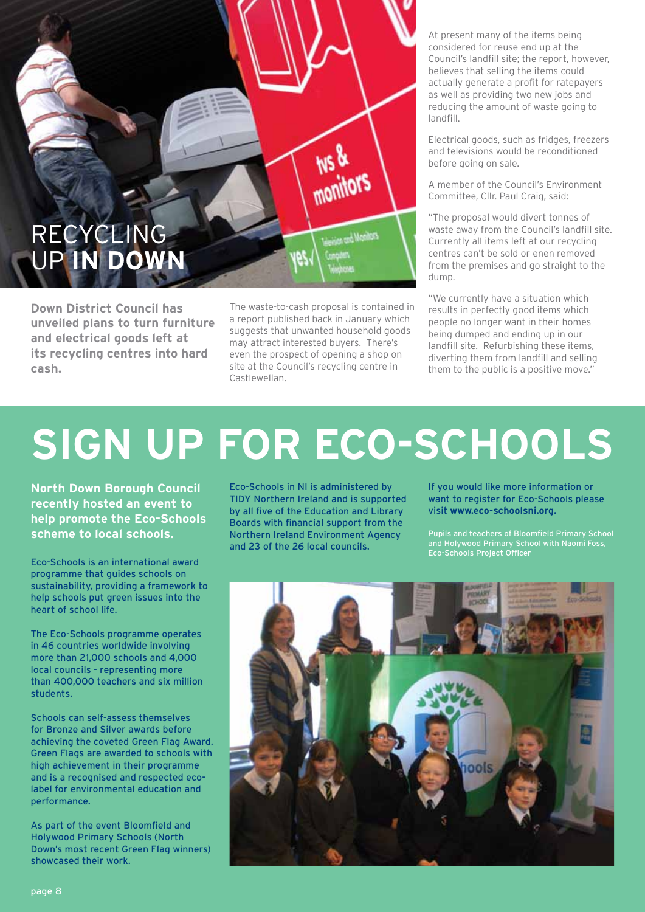# RECYCLING UP **IN DOWN**

**Down District Council has unveiled plans to turn furniture and electrical goods left at its recycling centres into hard cash.**

The waste-to-cash proposal is contained in a report published back in January which suggests that unwanted household goods may attract interested buyers. There's even the prospect of opening a shop on site at the Council's recycling centre in Castlewellan.

At present many of the items being considered for reuse end up at the Council's landfill site; the report, however, believes that selling the items could actually generate a profit for ratepayers as well as providing two new jobs and reducing the amount of waste going to landfill.

Electrical goods, such as fridges, freezers and televisions would be reconditioned before going on sale.

A member of the Council's Environment Committee, Cllr. Paul Craig, said:

"The proposal would divert tonnes of waste away from the Council's landfill site. Currently all items left at our recycling centres can't be sold or enen removed from the premises and go straight to the dump.

"We currently have a situation which results in perfectly good items which people no longer want in their homes being dumped and ending up in our landfill site. Refurbishing these items, diverting them from landfill and selling them to the public is a positive move."

# SIGN UP FOR ECO-SCHOOLS

**North Down Borough Council recently hosted an event to help promote the Eco-Schools scheme to local schools.**

Eco-Schools is an international award programme that guides schools on sustainability, providing a framework to help schools put green issues into the heart of school life.

The Eco-Schools programme operates in 46 countries worldwide involving more than 21,000 schools and 4,000 local councils - representing more than 400,000 teachers and six million students.

Schools can self-assess themselves for Bronze and Silver awards before achieving the coveted Green Flag Award. Green Flags are awarded to schools with high achievement in their programme and is a recognised and respected eco-label for environmental education and performance.

As part of the event Bloomfield and Holywood Primary Schools (North Down's most recent Green Flag winners) showcased their work.

Eco-Schools in NI is administered by TIDY Northern Ireland and is supported by all five of the Education and Library Boards with financial support from the Northern Ireland Environment Agency and 23 of the 26 local councils.

If you would like more information or want to register for Eco-Schools please visit **www.eco-schoolsni.org.**

Pupils and teachers of Bloomfield Primary School and Holywood Primary School with Naomi Foss, Eco-Schools Project Officer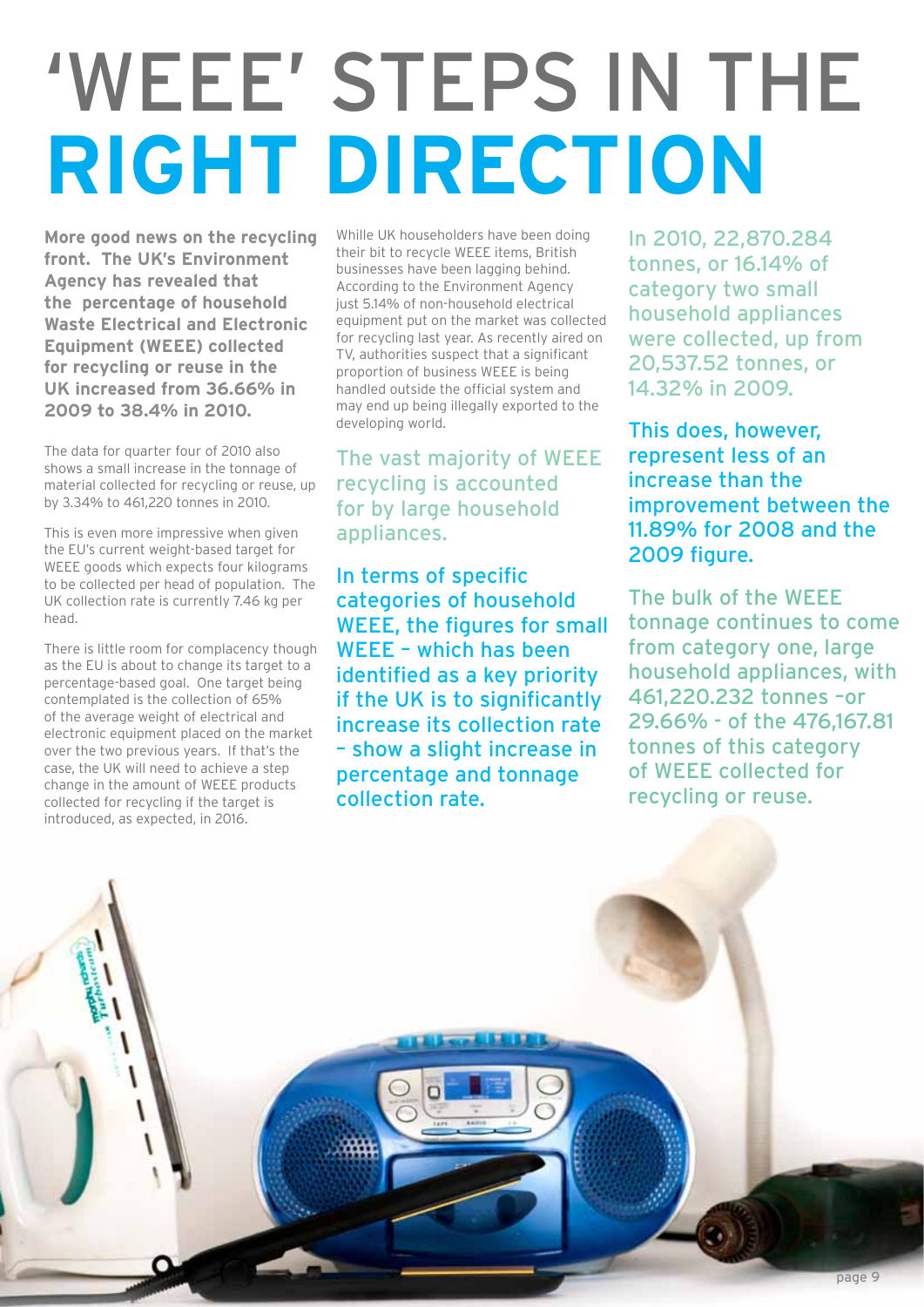# 'WEEE' STEPS IN THE **RIGHT DIRECTION**

**More good news on the recycling front. The UK's Environment Agency has revealed that the percentage of household Waste Electrical and Electronic Equipment (WEEE) collected for recycling or reuse in the UK increased from 36.66% in 2009 to 38.4% in 2010.**

The data for quarter four of 2010 also shows a small increase in the tonnage of material collected for recycling or reuse, up by 3.34% to 461,220 tonnes in 2010.

This is even more impressive when given the EU's current weight-based target for WEEE goods which expects four kilograms to be collected per head of population. The UK collection rate is currently 7.46 kg per head.

There is little room for complacency though as the EU is about to change its target to a percentage-based goal. One target being contemplated is the collection of 65% of the average weight of electrical and electronic equipment placed on the market over the two previous years. If that's the case, the UK will need to achieve a step change in the amount of WEEE products collected for recycling if the target is introduced, as expected, in 2016.

While UK householders have been doing their bit to recycle WEEE items, British businesses have been lagging behind. According to the Environment Agency just 5.14% of non-household electrical equipment put on the market was collected for recycling last year. As recently aired on TV, authorities suspect that a significant proportion of business WEEE is being handled outside the official system and may end up being illegally exported to the developing world.

The vast majority of WEEE recycling is accounted for by large household appliances.

In terms of specific categories of household WEEE, the figures for small WEEE – which has been identified as a key priority if the UK is to significantly increase its collection rate – show a slight increase in percentage and tonnage collection rate.

In 2010, 22,870.284 tonnes, or 16.14% of category two small household appliances were collected, up from 20,537.52 tonnes, or 14.32% in 2009.

This does, however, represent less of an increase than the improvement between the 11.89% for 2008 and the 2009 figure.

The bulk of the WEEE tonnage continues to come from category one, large household appliances, with 461,220.232 tonnes –or 29.66% - of the 476,167.81 tonnes of this category of WEEE collected for recycling or reuse.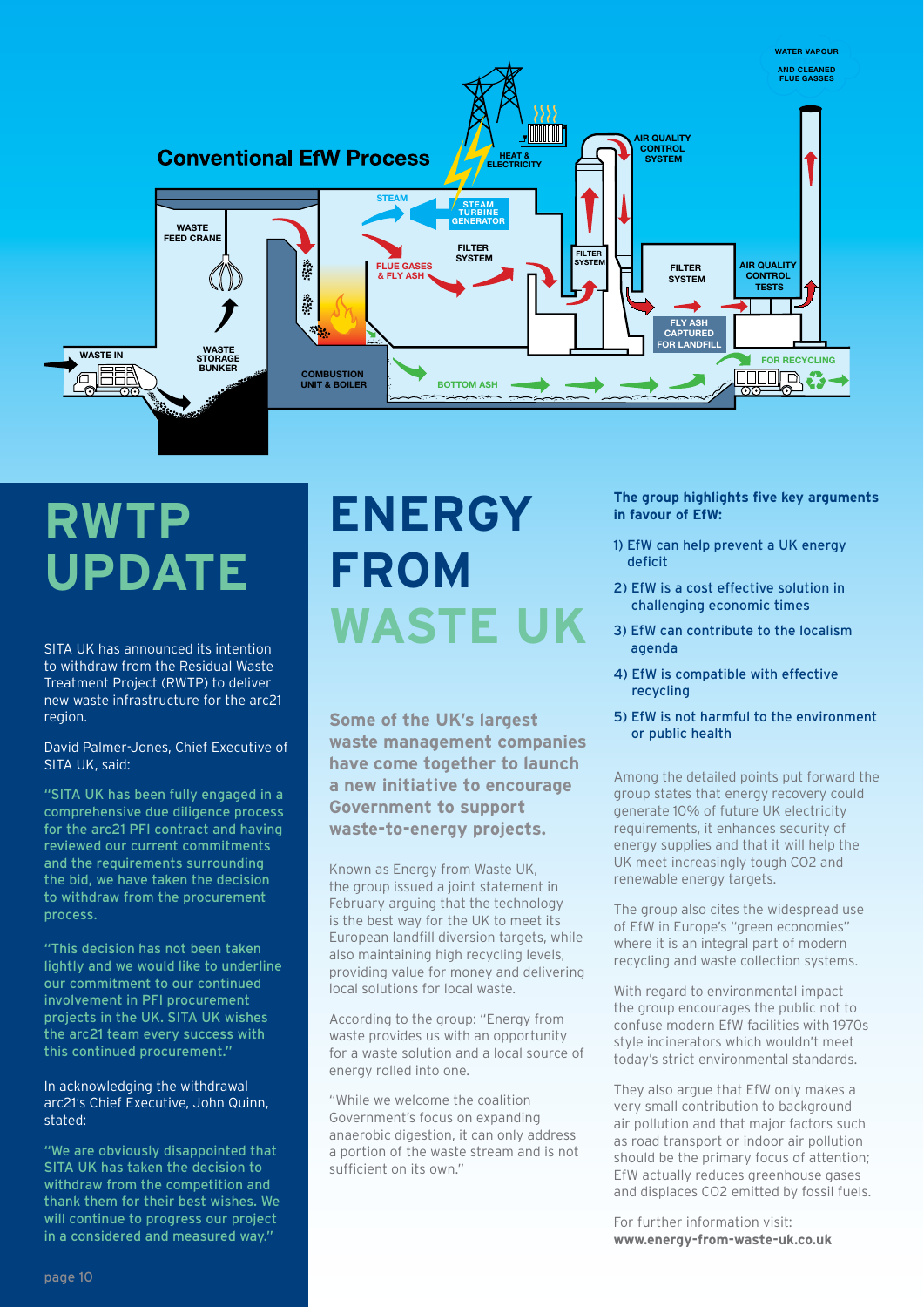## Conventional EfW Process

WASTE IN

WASTE FEED CRANE

WASTE STORAGE BUNKER

COMBUSTION UNIT & BOILER

STEAM

STEAM TURBINE GENERATOR

HEAT & ELECTRICITY

FLUE GASES & FLY ASH

FILTER SYSTEM

BOTTOM ASH

FILTER SYSTEM

AIR QUALITY CONTROL SYSTEM

FILTER SYSTEM

FLY ASH CAPTURED FOR LANDFILL

AIR QUALITY CONTROL TESTS

WATER VAPOUR AND CLEANED FLUE GASSES

FOR RECYCLING

# RWTP UPDATE

SITA UK has announced its intention to withdraw from the Residual Waste Treatment Project (RWTP) to deliver new waste infrastructure for the arc21 region.

David Palmer-Jones, Chief Executive of SITA UK, said:

"SITA UK has been fully engaged in a comprehensive due diligence process for the arc21 PFI contract and having reviewed our current commitments and the requirements surrounding the bid, we have taken the decision to withdraw from the procurement process.

"This decision has not been taken lightly and we would like to underline our commitment to our continued involvement in PFI procurement projects in the UK. SITA UK wishes the arc21 team every success with this continued procurement."

In acknowledging the withdrawal arc21's Chief Executive, John Quinn, stated:

"We are obviously disappointed that SITA UK has taken the decision to withdraw from the competition and thank them for their best wishes. We will continue to progress our project in a considered and measured way."

# ENERGY FROM WASTE UK

**Some of the UK's largest waste management companies have come together to launch a new initiative to encourage Government to support waste-to-energy projects.**

Known as Energy from Waste UK, the group issued a joint statement in February arguing that the technology is the best way for the UK to meet its European landfill diversion targets, while also maintaining high recycling levels, providing value for money and delivering local solutions for local waste.

According to the group: "Energy from waste provides us with an opportunity for a waste solution and a local source of energy rolled into one.

"While we welcome the coalition Government's focus on expanding anaerobic digestion, it can only address a portion of the waste stream and is not sufficient on its own."

**The group highlights five key arguments in favour of EfW:**

1) EfW can help prevent a UK energy deficit
2) EfW is a cost effective solution in challenging economic times
3) EfW can contribute to the localism agenda
4) EfW is compatible with effective recycling
5) EfW is not harmful to the environment or public health

Among the detailed points put forward the group states that energy recovery could generate 10% of future UK electricity requirements, it enhances security of energy supplies and that it will help the UK meet increasingly tough $CO_2$ and renewable energy targets.

The group also cites the widespread use of EfW in Europe's "green economies" where it is an integral part of modern recycling and waste collection systems.

With regard to environmental impact the group encourages the public not to confuse modern EfW facilities with 1970s style incinerators which wouldn't meet today's strict environmental standards.

They also argue that EfW only makes a very small contribution to background air pollution and that major factors such as road transport or indoor air pollution should be the primary focus of attention; EfW actually reduces greenhouse gases and displaces $CO_2$ emitted by fossil fuels.

For further information visit:
**www.energy-from-waste-uk.co.uk**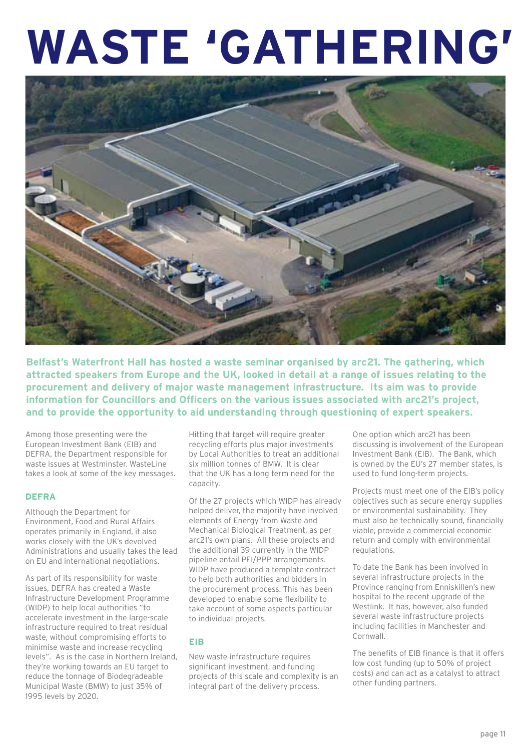# WASTE 'GATHERING'

**Belfast's Waterfront Hall has hosted a waste seminar organised by arc21. The gathering, which attracted speakers from Europe and the UK, looked in detail at a range of issues relating to the procurement and delivery of major waste management infrastructure. Its aim was to provide information for Councillors and Officers on the various issues associated with arc21's project, and to provide the opportunity to aid understanding through questioning of expert speakers.**

Among those presenting were the European Investment Bank (EIB) and DEFRA, the Department responsible for waste issues at Westminster. WasteLine takes a look at some of the key messages.

### DEFRA

Although the Department for Environment, Food and Rural Affairs operates primarily in England, it also works closely with the UK's devolved Administrations and usually takes the lead on EU and international negotiations.

As part of its responsibility for waste issues, DEFRA has created a Waste Infrastructure Development Programme (WIDP) to help local authorities "to accelerate investment in the large-scale infrastructure required to treat residual waste, without compromising efforts to minimise waste and increase recycling levels". As is the case in Northern Ireland, they're working towards an EU target to reduce the tonnage of Biodegradeable Municipal Waste (BMW) to just 35% of 1995 levels by 2020.

Hitting that target will require greater recycling efforts plus major investments by Local Authorities to treat an additional six million tonnes of BMW. It is clear that the UK has a long term need for the capacity.

Of the 27 projects which WIDP has already helped deliver, the majority have involved elements of Energy from Waste and Mechanical Biological Treatment, as per arc21's own plans. All these projects and the additional 39 currently in the WIDP pipeline entail PFI/PPP arrangements. WIDP have produced a template contract to help both authorities and bidders in the procurement process. This has been developed to enable some flexibility to take account of some aspects particular to individual projects.

### EIB

New waste infrastructure requires significant investment, and funding projects of this scale and complexity is an integral part of the delivery process.

One option which arc21 has been discussing is involvement of the European Investment Bank (EIB). The Bank, which is owned by the EU's 27 member states, is used to fund long-term projects.

Projects must meet one of the EIB's policy objectives such as secure energy supplies or environmental sustainability. They must also be technically sound, financially viable, provide a commercial economic return and comply with environmental regulations.

To date the Bank has been involved in several infrastructure projects in the Province ranging from Enniskillen's new hospital to the recent upgrade of the Westlink. It has, however, also funded several waste infrastructure projects including facilities in Manchester and Cornwall.

The benefits of EIB finance is that it offers low cost funding (up to 50% of project costs) and can act as a catalyst to attract other funding partners.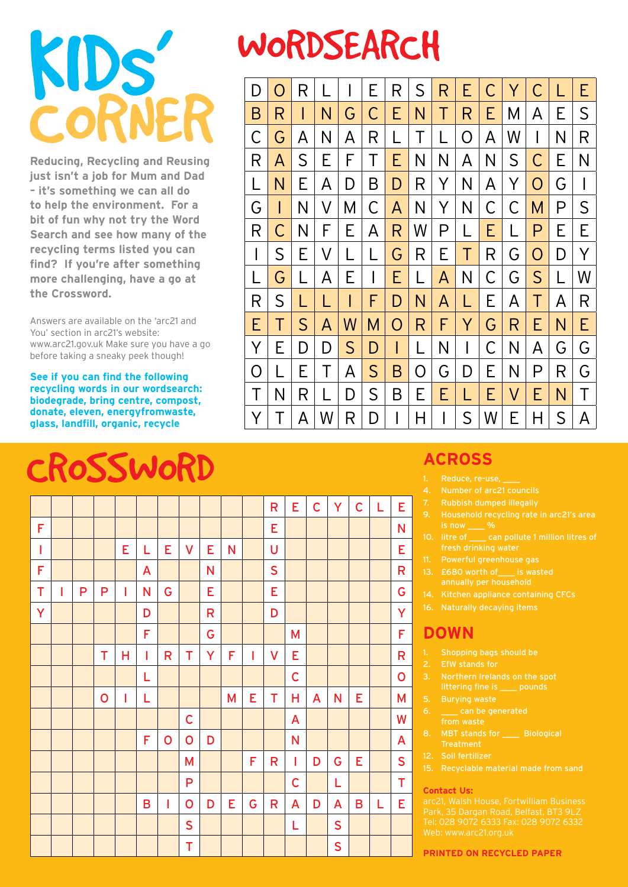# KIDS' CORNER

**Reducing, Recycling and Reusing just isn't a job for Mum and Dad – it's something we can all do to help the environment. For a bit of fun why not try the Word Search and see how many of the recycling terms listed you can find? If you're after something more challenging, have a go at the Crossword.**

Answers are available on the 'arc21 and You' section in arc21's website: www.arc21.gov.uk Make sure you have a go before taking a sneaky peek though!

**See if you can find the following recycling words in our wordsearch: biodegrade, bring centre, compost, donate, eleven, energyfromwaste, glass, landfill, organic, recycle**

# WORDSEARCH

| | | | | | | | | | | | | | | |
|---|---|---|---|---|---|---|---|---|---|---|---|---|---|---|
| D | O | R | L | I | E | R | S | R | E | C | Y | C | L | E |
| B | R | I | N | G | C | E | N | T | R | E | M | A | E | S |
| C | G | A | N | A | R | L | T | L | O | A | W | I | N | R |
| R | A | S | E | F | T | E | N | N | A | N | S | C | E | N |
| L | N | E | A | D | B | D | R | Y | N | A | Y | O | G | I |
| G | I | N | V | M | C | A | N | Y | N | C | C | M | P | S |
| R | C | N | F | E | A | R | W | P | L | E | L | P | E | E |
| I | S | E | V | L | L | G | R | E | T | R | G | O | D | Y |
| L | G | L | A | E | I | E | L | A | N | C | G | S | L | W |
| R | S | L | L | I | F | D | N | A | L | E | A | T | A | R |
| E | T | S | A | W | M | O | R | F | Y | G | R | E | N | E |
| Y | E | D | D | S | D | I | L | N | I | C | N | A | G | G |
| O | L | E | T | A | S | B | O | G | D | E | N | P | R | G |
| T | N | R | L | D | S | B | E | E | L | E | V | E | N | T |
| Y | T | A | W | R | D | I | H | I | S | W | E | H | S | A |

# CROSSWORD

| | | | | | | | | | | | | | | | | | |
|---|---|---|---|---|---|---|---|---|---|---|---|---|---|---|---|---|---|
| | | | | | | | | | | | R | E | C | Y | C | L | E |
| F | | | | | | | | | | | E | | | | | | N |
| I | | | | E | L | E | V | E | N | | U | | | | | | E |
| F | | | | | A | | | N | | | S | | | | | | R |
| T | I | P | P | I | N | G | | E | | | E | | | | | | G |
| Y | | | | | D | | | R | | | D | | | | | | Y |
| | | | | | F | | | G | | | | M | | | | | F |
| | | | T | H | I | R | T | Y | F | I | V | E | | | | | R |
| | | | | | L | | | | | | | C | | | | | O |
| | | | O | I | L | | | | M | E | T | H | A | N | E | | M |
| | | | | | | | C | | | | | A | | | | | W |
| | | | | | F | O | O | D | | | | N | | | | | A |
| | | | | | | | M | | | F | R | I | D | G | E | | S |
| | | | | | | | P | | | | | C | | L | | | T |
| | | | | | B | I | O | D | E | G | R | A | D | A | B | L | E |
| | | | | | | | S | | | | | L | | S | | | |
| | | | | | | | T | | | | | | | S | | | |

## ACROSS

1. Reduce, re-use, ____
4. Number of arc21 councils
7. Rubbish dumped illegally
9. Household recycling rate in arc21's area is now ____ %
10. litre of ____ can pollute 1 million litres of fresh drinking water
11. Powerful greenhouse gas
13. £680 worth of ____ is wasted annually per household
14. Kitchen appliance containing CFCs
16. Naturally decaying items

## DOWN

1. Shopping bags should be
2. EfW stands for
3. Northern Irelands on the spot littering fine is ____ pounds
5. Burying waste
6. ____ can be generated from waste
8. MBT stands for ____ Biological Treatment
12. Soil fertilizer
15. Recyclable material made from sand

**Contact Us:**
arc21, Walsh House, Fortwilliam Business Park, 35 Dargan Road, Belfast, BT3 9LZ
Tel: 028 9072 6333 Fax: 028 9072 6332
Web: www.arc21.org.uk

**PRINTED ON RECYCLED PAPER**